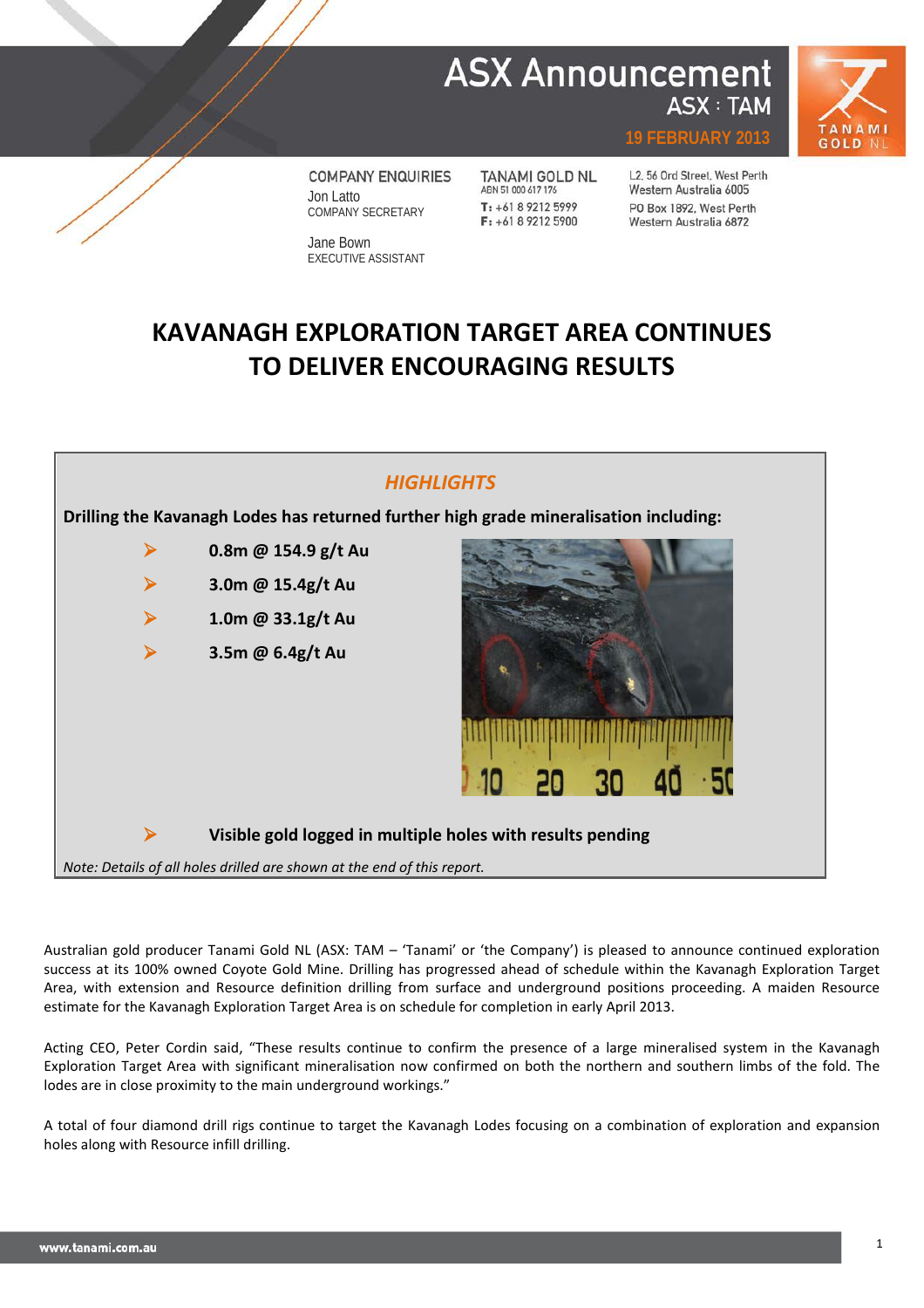# ASX Announcement

ASX : TAM

19 FEBRUARY 2013

COMPANY ENQUIRIES
Jon Latto
COMPANY SECRETARY

Jane Bown
EXECUTIVE ASSISTANT

TANAMI GOLD NL
ABN 51 000 617 176
T: +61 8 9212 5999
F: +61 8 9212 5900

L2, 56 Ord Street, West Perth
Western Australia 6005
PO Box 1892, West Perth
Western Australia 6872

# KAVANAGH EXPLORATION TARGET AREA CONTINUES TO DELIVER ENCOURAGING RESULTS

## *HIGHLIGHTS*

**Drilling the Kavanagh Lodes has returned further high grade mineralisation including:**

- **0.8m @ 154.9 g/t Au**
- **3.0m @ 15.4g/t Au**
- **1.0m @ 33.1g/t Au**
- **3.5m @ 6.4g/t Au**
- **Visible gold logged in multiple holes with results pending**

*Note: Details of all holes drilled are shown at the end of this report.*

Australian gold producer Tanami Gold NL (ASX: TAM – 'Tanami' or 'the Company') is pleased to announce continued exploration success at its 100% owned Coyote Gold Mine. Drilling has progressed ahead of schedule within the Kavanagh Exploration Target Area, with extension and Resource definition drilling from surface and underground positions proceeding. A maiden Resource estimate for the Kavanagh Exploration Target Area is on schedule for completion in early April 2013.

Acting CEO, Peter Cordin said, "These results continue to confirm the presence of a large mineralised system in the Kavanagh Exploration Target Area with significant mineralisation now confirmed on both the northern and southern limbs of the fold. The lodes are in close proximity to the main underground workings."

A total of four diamond drill rigs continue to target the Kavanagh Lodes focusing on a combination of exploration and expansion holes along with Resource infill drilling.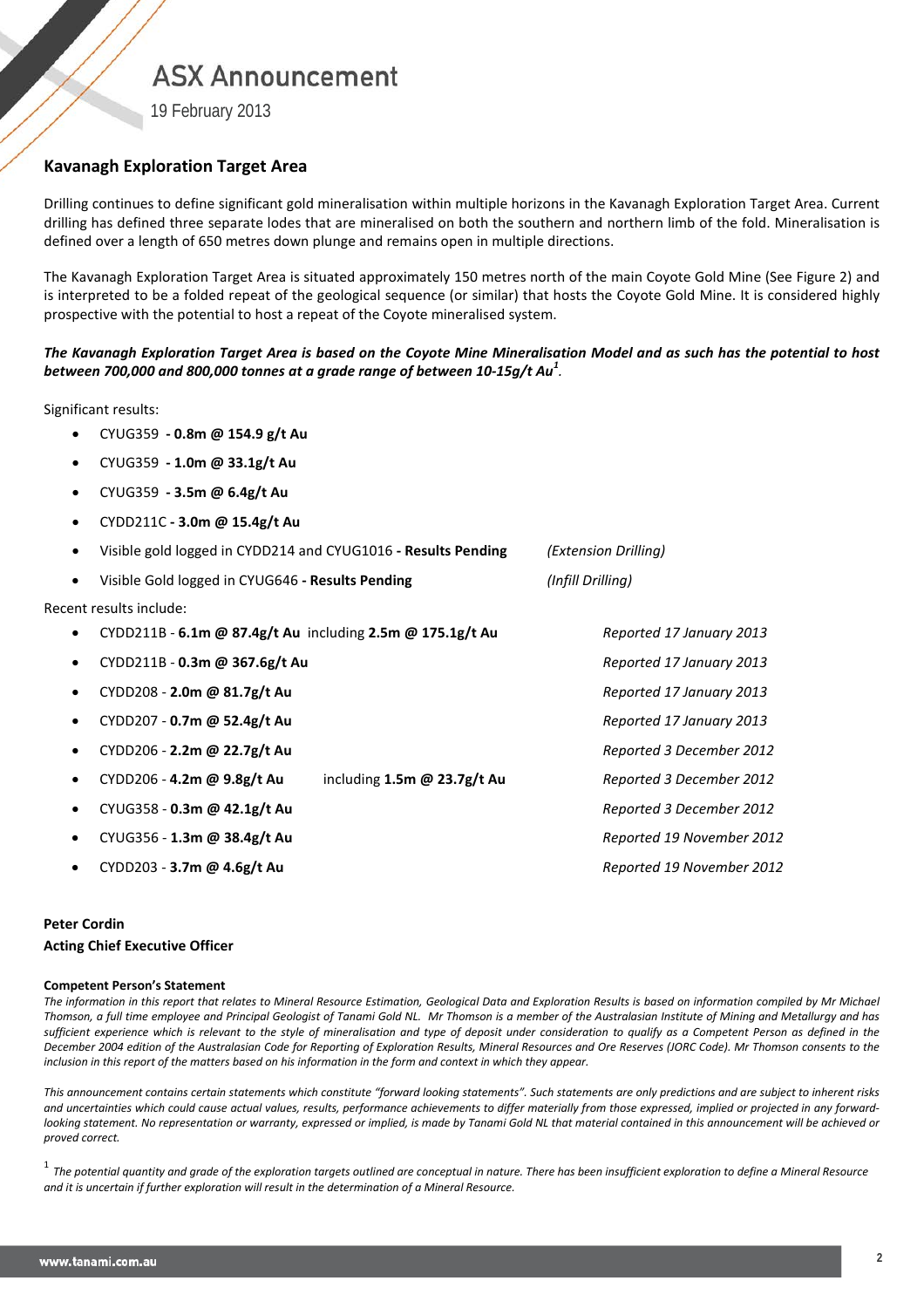## Kavanagh Exploration Target Area

Drilling continues to define significant gold mineralisation within multiple horizons in the Kavanagh Exploration Target Area. Current drilling has defined three separate lodes that are mineralised on both the southern and northern limb of the fold. Mineralisation is defined over a length of 650 metres down plunge and remains open in multiple directions.

The Kavanagh Exploration Target Area is situated approximately 150 metres north of the main Coyote Gold Mine (See Figure 2) and is interpreted to be a folded repeat of the geological sequence (or similar) that hosts the Coyote Gold Mine. It is considered highly prospective with the potential to host a repeat of the Coyote mineralised system.

***The Kavanagh Exploration Target Area is based on the Coyote Mine Mineralisation Model and as such has the potential to host between 700,000 and 800,000 tonnes at a grade range of between 10-15g/t Au*[1]**.

Significant results:

- CYUG359 **- 0.8m @ 154.9 g/t Au**
- CYUG359 **- 1.0m @ 33.1g/t Au**
- CYUG359 **- 3.5m @ 6.4g/t Au**
- CYDD211C **- 3.0m @ 15.4g/t Au**
- Visible gold logged in CYDD214 and CYUG1016 **- Results Pending** *(Extension Drilling)*
- Visible Gold logged in CYUG646 **- Results Pending** *(Infill Drilling)*

Recent results include:

- CYDD211B - **6.1m @ 87.4g/t Au** including **2.5m @ 175.1g/t Au** *Reported 17 January 2013*
- CYDD211B - **0.3m @ 367.6g/t Au** *Reported 17 January 2013*
- CYDD208 - **2.0m @ 81.7g/t Au** *Reported 17 January 2013*
- CYDD207 - **0.7m @ 52.4g/t Au** *Reported 17 January 2013*
- CYDD206 - **2.2m @ 22.7g/t Au** *Reported 3 December 2012*
- CYDD206 - **4.2m @ 9.8g/t Au** including **1.5m @ 23.7g/t Au** *Reported 3 December 2012*
- CYUG358 - **0.3m @ 42.1g/t Au** *Reported 3 December 2012*
- CYUG356 - **1.3m @ 38.4g/t Au** *Reported 19 November 2012*
- CYDD203 - **3.7m @ 4.6g/t Au** *Reported 19 November 2012*

**Peter Cordin**
**Acting Chief Executive Officer**

**Competent Person's Statement**

*The information in this report that relates to Mineral Resource Estimation, Geological Data and Exploration Results is based on information compiled by Mr Michael Thomson, a full time employee and Principal Geologist of Tanami Gold NL. Mr Thomson is a member of the Australasian Institute of Mining and Metallurgy and has sufficient experience which is relevant to the style of mineralisation and type of deposit under consideration to qualify as a Competent Person as defined in the December 2004 edition of the Australasian Code for Reporting of Exploration Results, Mineral Resources and Ore Reserves (JORC Code). Mr Thomson consents to the inclusion in this report of the matters based on his information in the form and context in which they appear.*

*This announcement contains certain statements which constitute "forward looking statements". Such statements are only predictions and are subject to inherent risks and uncertainties which could cause actual values, results, performance achievements to differ materially from those expressed, implied or projected in any forward-looking statement. No representation or warranty, expressed or implied, is made by Tanami Gold NL that material contained in this announcement will be achieved or proved correct.*

[1] *The potential quantity and grade of the exploration targets outlined are conceptual in nature. There has been insufficient exploration to define a Mineral Resource and it is uncertain if further exploration will result in the determination of a Mineral Resource.*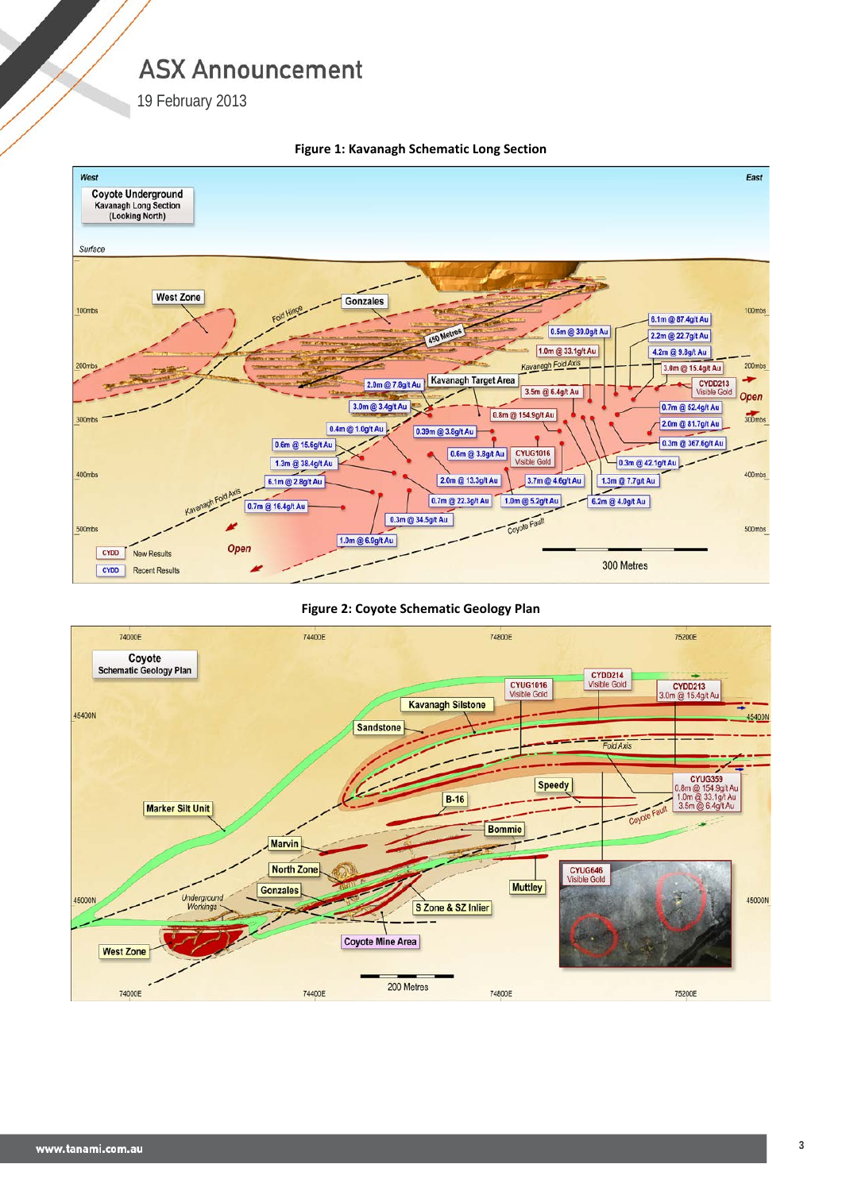# ASX Announcement

19 February 2013

**Figure 1: Kavanagh Schematic Long Section**

**Figure 2: Coyote Schematic Geology Plan**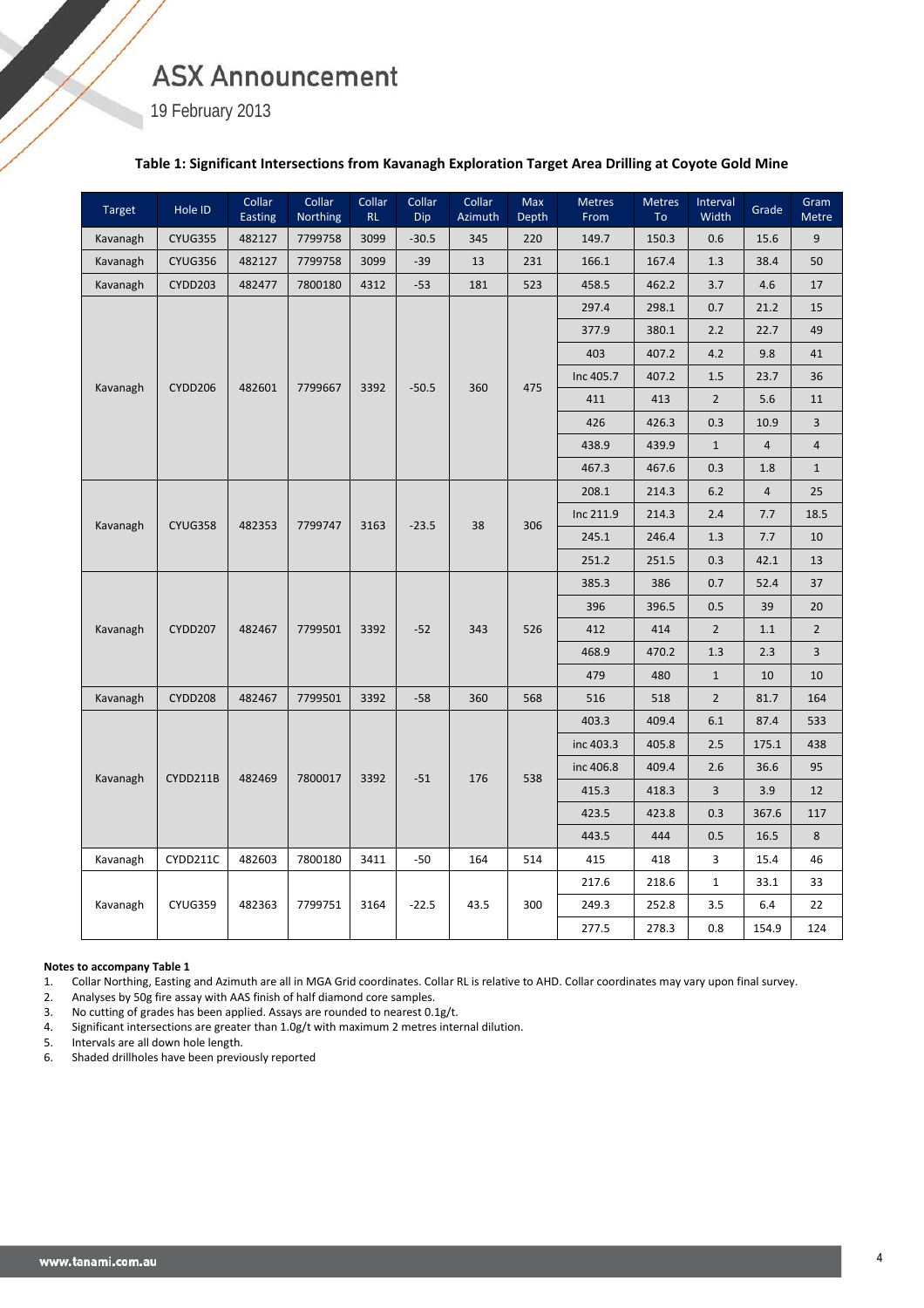# ASX Announcement

19 February 2013

**Table 1: Significant Intersections from Kavanagh Exploration Target Area Drilling at Coyote Gold Mine**

| Target | Hole ID | Collar Easting | Collar Northing | Collar RL | Collar Dip | Collar Azimuth | Max Depth | Metres From | Metres To | Interval Width | Grade | Gram Metre |
|---|---|---|---|---|---|---|---|---|---|---|---|---|
| Kavanagh | CYUG355 | 482127 | 7799758 | 3099 | -30.5 | 345 | 220 | 149.7 | 150.3 | 0.6 | 15.6 | 9 |
| Kavanagh | CYUG356 | 482127 | 7799758 | 3099 | -39 | 13 | 231 | 166.1 | 167.4 | 1.3 | 38.4 | 50 |
| Kavanagh | CYDD203 | 482477 | 7800180 | 4312 | -53 | 181 | 523 | 458.5 | 462.2 | 3.7 | 4.6 | 17 |
| Kavanagh | CYDD206 | 482601 | 7799667 | 3392 | -50.5 | 360 | 475 | 297.4 | 298.1 | 0.7 | 21.2 | 15 |
| | | | | | | | | 377.9 | 380.1 | 2.2 | 22.7 | 49 |
| | | | | | | | | 403 | 407.2 | 4.2 | 9.8 | 41 |
| | | | | | | | | Inc 405.7 | 407.2 | 1.5 | 23.7 | 36 |
| | | | | | | | | 411 | 413 | 2 | 5.6 | 11 |
| | | | | | | | | 426 | 426.3 | 0.3 | 10.9 | 3 |
| | | | | | | | | 438.9 | 439.9 | 1 | 4 | 4 |
| | | | | | | | | 467.3 | 467.6 | 0.3 | 1.8 | 1 |
| Kavanagh | CYUG358 | 482353 | 7799747 | 3163 | -23.5 | 38 | 306 | 208.1 | 214.3 | 6.2 | 4 | 25 |
| | | | | | | | | Inc 211.9 | 214.3 | 2.4 | 7.7 | 18.5 |
| | | | | | | | | 245.1 | 246.4 | 1.3 | 7.7 | 10 |
| | | | | | | | | 251.2 | 251.5 | 0.3 | 42.1 | 13 |
| Kavanagh | CYDD207 | 482467 | 7799501 | 3392 | -52 | 343 | 526 | 385.3 | 386 | 0.7 | 52.4 | 37 |
| | | | | | | | | 396 | 396.5 | 0.5 | 39 | 20 |
| | | | | | | | | 412 | 414 | 2 | 1.1 | 2 |
| | | | | | | | | 468.9 | 470.2 | 1.3 | 2.3 | 3 |
| | | | | | | | | 479 | 480 | 1 | 10 | 10 |
| Kavanagh | CYDD208 | 482467 | 7799501 | 3392 | -58 | 360 | 568 | 516 | 518 | 2 | 81.7 | 164 |
| Kavanagh | CYDD211B | 482469 | 7800017 | 3392 | -51 | 176 | 538 | 403.3 | 409.4 | 6.1 | 87.4 | 533 |
| | | | | | | | | inc 403.3 | 405.8 | 2.5 | 175.1 | 438 |
| | | | | | | | | inc 406.8 | 409.4 | 2.6 | 36.6 | 95 |
| | | | | | | | | 415.3 | 418.3 | 3 | 3.9 | 12 |
| | | | | | | | | 423.5 | 423.8 | 0.3 | 367.6 | 117 |
| | | | | | | | | 443.5 | 444 | 0.5 | 16.5 | 8 |
| Kavanagh | CYDD211C | 482603 | 7800180 | 3411 | -50 | 164 | 514 | 415 | 418 | 3 | 15.4 | 46 |
| Kavanagh | CYUG359 | 482363 | 7799751 | 3164 | -22.5 | 43.5 | 300 | 217.6 | 218.6 | 1 | 33.1 | 33 |
| | | | | | | | | 249.3 | 252.8 | 3.5 | 6.4 | 22 |
| | | | | | | | | 277.5 | 278.3 | 0.8 | 154.9 | 124 |

**Notes to accompany Table 1**

1. Collar Northing, Easting and Azimuth are all in MGA Grid coordinates. Collar RL is relative to AHD. Collar coordinates may vary upon final survey.
2. Analyses by 50g fire assay with AAS finish of half diamond core samples.
3. No cutting of grades has been applied. Assays are rounded to nearest 0.1g/t.
4. Significant intersections are greater than 1.0g/t with maximum 2 metres internal dilution.
5. Intervals are all down hole length.
6. Shaded drillholes have been previously reported

www.tanami.com.au